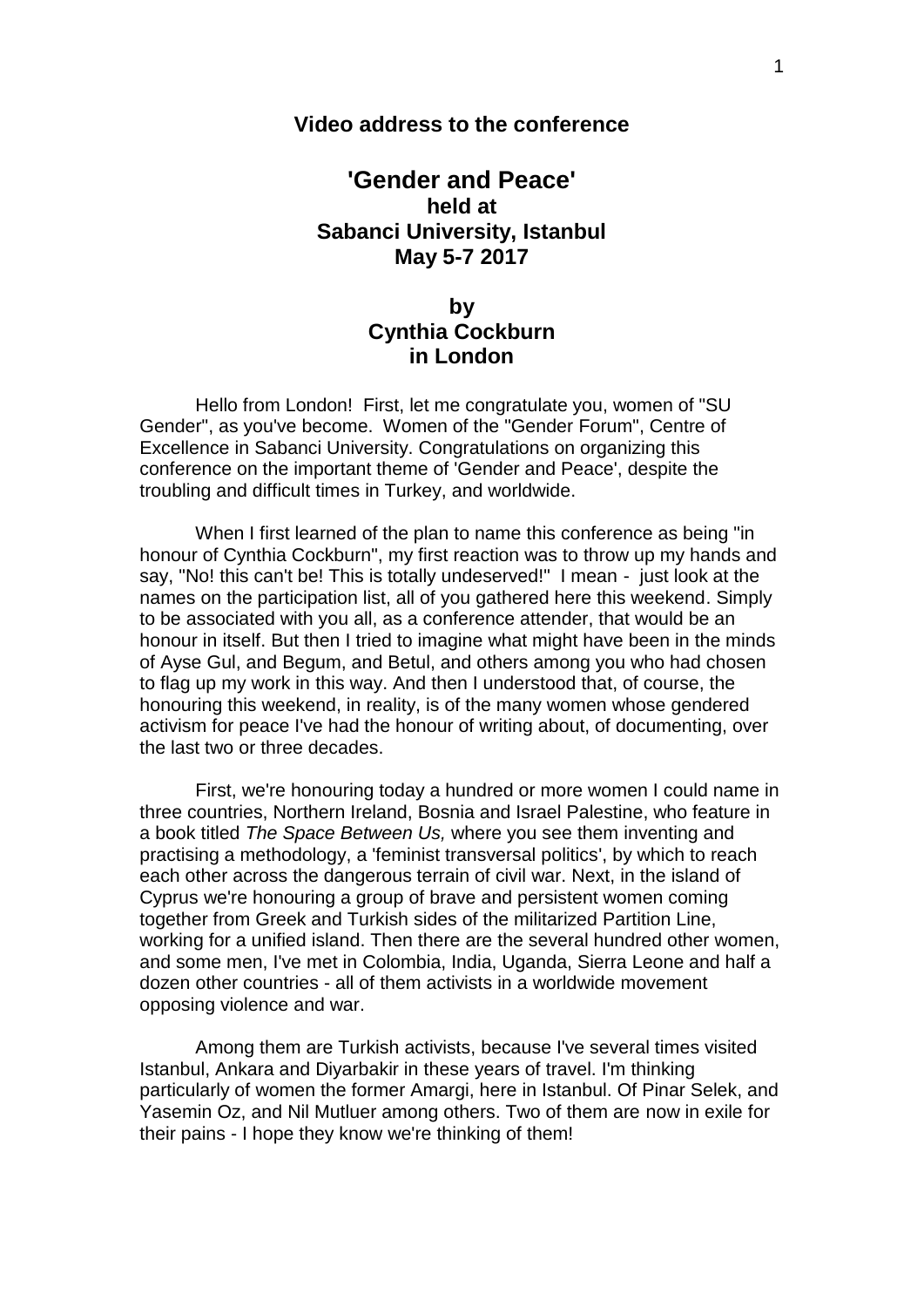# Video address to the conference

## 'Gender and Peace'
### held at
### Sabanci University, Istanbul
### May 5-7 2017

### by
### Cynthia Cockburn
### in London

Hello from London! First, let me congratulate you, women of "SU Gender", as you've become. Women of the "Gender Forum", Centre of Excellence in Sabanci University. Congratulations on organizing this conference on the important theme of 'Gender and Peace', despite the troubling and difficult times in Turkey, and worldwide.

When I first learned of the plan to name this conference as being "in honour of Cynthia Cockburn", my first reaction was to throw up my hands and say, "No! this can't be! This is totally undeserved!" I mean - just look at the names on the participation list, all of you gathered here this weekend. Simply to be associated with you all, as a conference attender, that would be an honour in itself. But then I tried to imagine what might have been in the minds of Ayse Gul, and Begum, and Betul, and others among you who had chosen to flag up my work in this way. And then I understood that, of course, the honouring this weekend, in reality, is of the many women whose gendered activism for peace I've had the honour of writing about, of documenting, over the last two or three decades.

First, we're honouring today a hundred or more women I could name in three countries, Northern Ireland, Bosnia and Israel Palestine, who feature in a book titled *The Space Between Us,* where you see them inventing and practising a methodology, a 'feminist transversal politics', by which to reach each other across the dangerous terrain of civil war. Next, in the island of Cyprus we're honouring a group of brave and persistent women coming together from Greek and Turkish sides of the militarized Partition Line, working for a unified island. Then there are the several hundred other women, and some men, I've met in Colombia, India, Uganda, Sierra Leone and half a dozen other countries - all of them activists in a worldwide movement opposing violence and war.

Among them are Turkish activists, because I've several times visited Istanbul, Ankara and Diyarbakir in these years of travel. I'm thinking particularly of women the former Amargi, here in Istanbul. Of Pinar Selek, and Yasemin Oz, and Nil Mutluer among others. Two of them are now in exile for their pains - I hope they know we're thinking of them!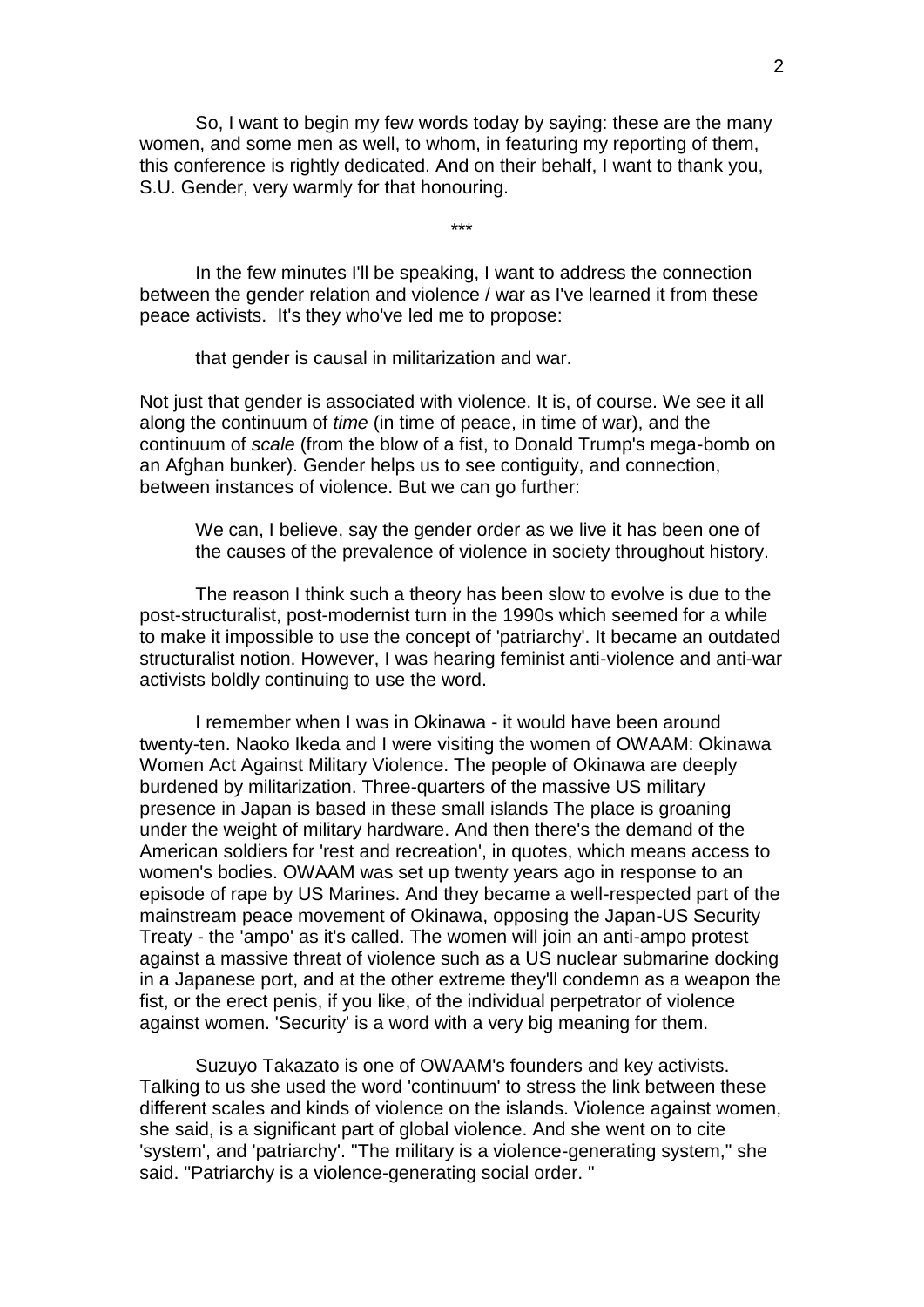So, I want to begin my few words today by saying: these are the many women, and some men as well, to whom, in featuring my reporting of them, this conference is rightly dedicated. And on their behalf, I want to thank you, S.U. Gender, very warmly for that honouring.

\*\*\*

In the few minutes I'll be speaking, I want to address the connection between the gender relation and violence / war as I've learned it from these peace activists. It's they who've led me to propose:

> that gender is causal in militarization and war.

Not just that gender is associated with violence. It is, of course. We see it all along the continuum of *time* (in time of peace, in time of war), and the continuum of *scale* (from the blow of a fist, to Donald Trump's mega-bomb on an Afghan bunker). Gender helps us to see contiguity, and connection, between instances of violence. But we can go further:

> We can, I believe, say the gender order as we live it has been one of the causes of the prevalence of violence in society throughout history.

The reason I think such a theory has been slow to evolve is due to the post-structuralist, post-modernist turn in the 1990s which seemed for a while to make it impossible to use the concept of 'patriarchy'. It became an outdated structuralist notion. However, I was hearing feminist anti-violence and anti-war activists boldly continuing to use the word.

I remember when I was in Okinawa - it would have been around twenty-ten. Naoko Ikeda and I were visiting the women of OWAAM: Okinawa Women Act Against Military Violence. The people of Okinawa are deeply burdened by militarization. Three-quarters of the massive US military presence in Japan is based in these small islands The place is groaning under the weight of military hardware. And then there's the demand of the American soldiers for 'rest and recreation', in quotes, which means access to women's bodies. OWAAM was set up twenty years ago in response to an episode of rape by US Marines. And they became a well-respected part of the mainstream peace movement of Okinawa, opposing the Japan-US Security Treaty - the 'ampo' as it's called. The women will join an anti-ampo protest against a massive threat of violence such as a US nuclear submarine docking in a Japanese port, and at the other extreme they'll condemn as a weapon the fist, or the erect penis, if you like, of the individual perpetrator of violence against women. 'Security' is a word with a very big meaning for them.

Suzuyo Takazato is one of OWAAM's founders and key activists. Talking to us she used the word 'continuum' to stress the link between these different scales and kinds of violence on the islands. Violence against women, she said, is a significant part of global violence. And she went on to cite 'system', and 'patriarchy'. "The military is a violence-generating system," she said. "Patriarchy is a violence-generating social order. "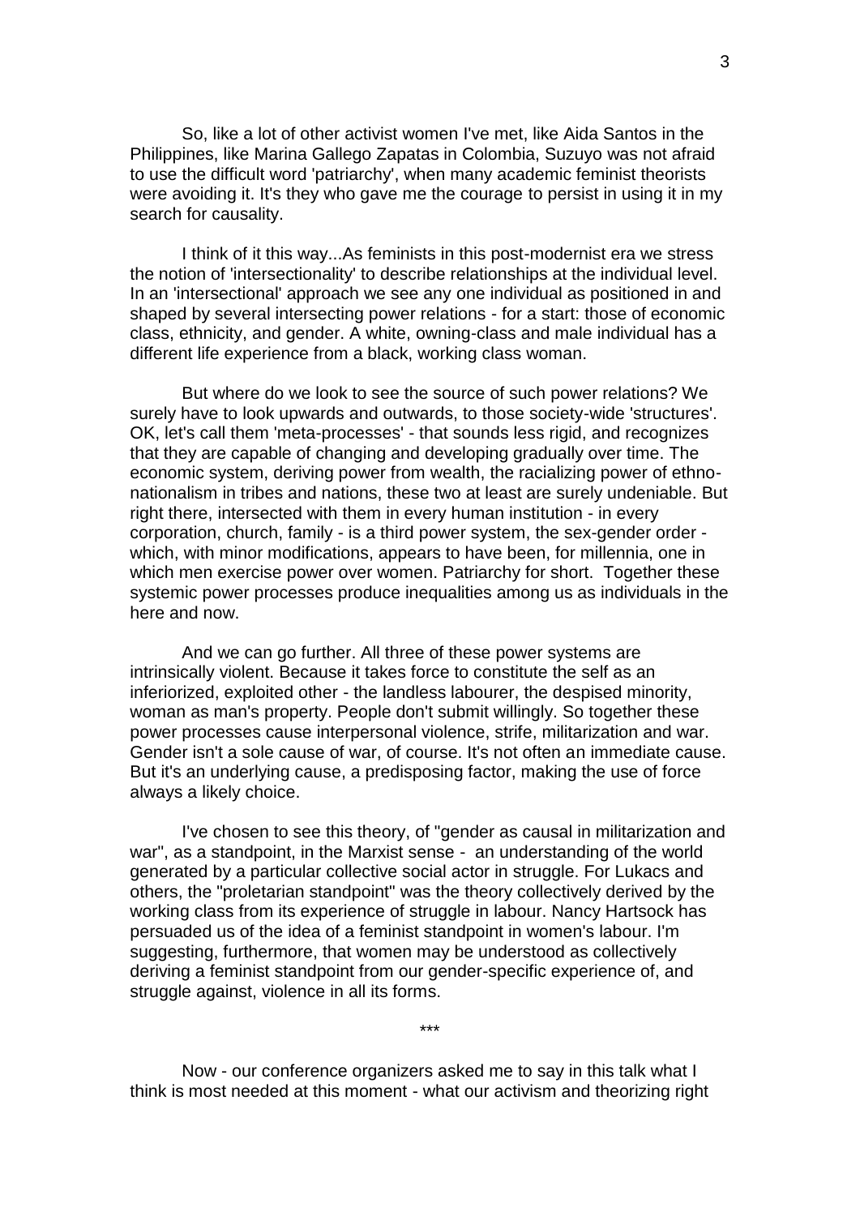So, like a lot of other activist women I've met, like Aida Santos in the Philippines, like Marina Gallego Zapatas in Colombia, Suzuyo was not afraid to use the difficult word 'patriarchy', when many academic feminist theorists were avoiding it. It's they who gave me the courage to persist in using it in my search for causality.

I think of it this way...As feminists in this post-modernist era we stress the notion of 'intersectionality' to describe relationships at the individual level. In an 'intersectional' approach we see any one individual as positioned in and shaped by several intersecting power relations - for a start: those of economic class, ethnicity, and gender. A white, owning-class and male individual has a different life experience from a black, working class woman.

But where do we look to see the source of such power relations? We surely have to look upwards and outwards, to those society-wide 'structures'. OK, let's call them 'meta-processes' - that sounds less rigid, and recognizes that they are capable of changing and developing gradually over time. The economic system, deriving power from wealth, the racializing power of ethno-nationalism in tribes and nations, these two at least are surely undeniable. But right there, intersected with them in every human institution - in every corporation, church, family - is a third power system, the sex-gender order - which, with minor modifications, appears to have been, for millennia, one in which men exercise power over women. Patriarchy for short. Together these systemic power processes produce inequalities among us as individuals in the here and now.

And we can go further. All three of these power systems are intrinsically violent. Because it takes force to constitute the self as an inferiorized, exploited other - the landless labourer, the despised minority, woman as man's property. People don't submit willingly. So together these power processes cause interpersonal violence, strife, militarization and war. Gender isn't a sole cause of war, of course. It's not often an immediate cause. But it's an underlying cause, a predisposing factor, making the use of force always a likely choice.

I've chosen to see this theory, of "gender as causal in militarization and war", as a standpoint, in the Marxist sense - an understanding of the world generated by a particular collective social actor in struggle. For Lukacs and others, the "proletarian standpoint" was the theory collectively derived by the working class from its experience of struggle in labour. Nancy Hartsock has persuaded us of the idea of a feminist standpoint in women's labour. I'm suggesting, furthermore, that women may be understood as collectively deriving a feminist standpoint from our gender-specific experience of, and struggle against, violence in all its forms.

***

Now - our conference organizers asked me to say in this talk what I think is most needed at this moment - what our activism and theorizing right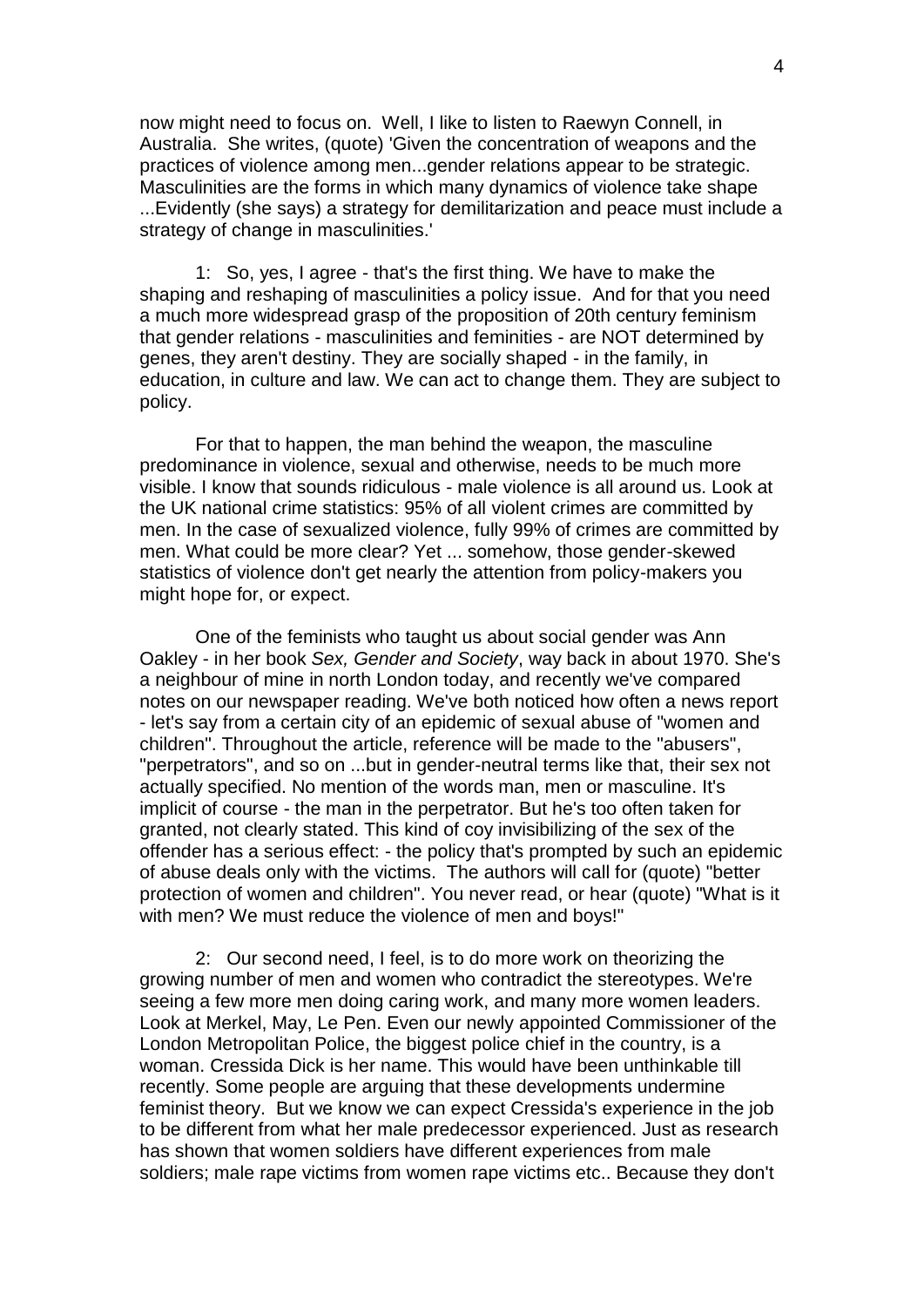now might need to focus on. Well, I like to listen to Raewyn Connell, in Australia. She writes, (quote) 'Given the concentration of weapons and the practices of violence among men...gender relations appear to be strategic. Masculinities are the forms in which many dynamics of violence take shape ...Evidently (she says) a strategy for demilitarization and peace must include a strategy of change in masculinities.'

1: So, yes, I agree - that's the first thing. We have to make the shaping and reshaping of masculinities a policy issue. And for that you need a much more widespread grasp of the proposition of 20th century feminism that gender relations - masculinities and feminities - are NOT determined by genes, they aren't destiny. They are socially shaped - in the family, in education, in culture and law. We can act to change them. They are subject to policy.

For that to happen, the man behind the weapon, the masculine predominance in violence, sexual and otherwise, needs to be much more visible. I know that sounds ridiculous - male violence is all around us. Look at the UK national crime statistics: 95% of all violent crimes are committed by men. In the case of sexualized violence, fully 99% of crimes are committed by men. What could be more clear? Yet ... somehow, those gender-skewed statistics of violence don't get nearly the attention from policy-makers you might hope for, or expect.

One of the feminists who taught us about social gender was Ann Oakley - in her book *Sex, Gender and Society*, way back in about 1970. She's a neighbour of mine in north London today, and recently we've compared notes on our newspaper reading. We've both noticed how often a news report - let's say from a certain city of an epidemic of sexual abuse of "women and children". Throughout the article, reference will be made to the "abusers", "perpetrators", and so on ...but in gender-neutral terms like that, their sex not actually specified. No mention of the words man, men or masculine. It's implicit of course - the man in the perpetrator. But he's too often taken for granted, not clearly stated. This kind of coy invisibilizing of the sex of the offender has a serious effect: - the policy that's prompted by such an epidemic of abuse deals only with the victims. The authors will call for (quote) "better protection of women and children". You never read, or hear (quote) "What is it with men? We must reduce the violence of men and boys!"

2: Our second need, I feel, is to do more work on theorizing the growing number of men and women who contradict the stereotypes. We're seeing a few more men doing caring work, and many more women leaders. Look at Merkel, May, Le Pen. Even our newly appointed Commissioner of the London Metropolitan Police, the biggest police chief in the country, is a woman. Cressida Dick is her name. This would have been unthinkable till recently. Some people are arguing that these developments undermine feminist theory. But we know we can expect Cressida's experience in the job to be different from what her male predecessor experienced. Just as research has shown that women soldiers have different experiences from male soldiers; male rape victims from women rape victims etc.. Because they don't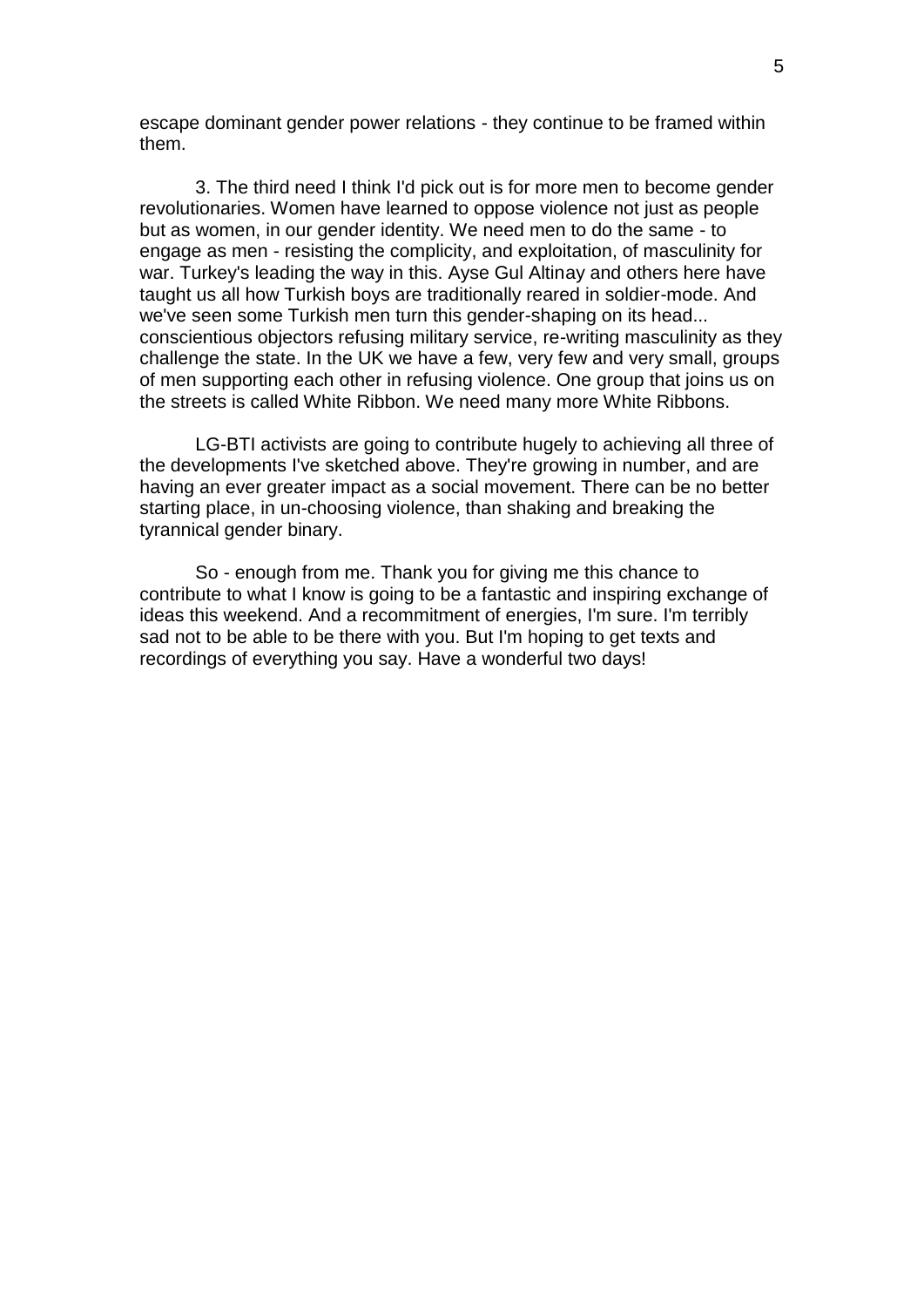escape dominant gender power relations - they continue to be framed within them.

3. The third need I think I'd pick out is for more men to become gender revolutionaries. Women have learned to oppose violence not just as people but as women, in our gender identity. We need men to do the same - to engage as men - resisting the complicity, and exploitation, of masculinity for war. Turkey's leading the way in this. Ayse Gul Altinay and others here have taught us all how Turkish boys are traditionally reared in soldier-mode. And we've seen some Turkish men turn this gender-shaping on its head... conscientious objectors refusing military service, re-writing masculinity as they challenge the state. In the UK we have a few, very few and very small, groups of men supporting each other in refusing violence. One group that joins us on the streets is called White Ribbon. We need many more White Ribbons.

LG-BTI activists are going to contribute hugely to achieving all three of the developments I've sketched above. They're growing in number, and are having an ever greater impact as a social movement. There can be no better starting place, in un-choosing violence, than shaking and breaking the tyrannical gender binary.

So - enough from me. Thank you for giving me this chance to contribute to what I know is going to be a fantastic and inspiring exchange of ideas this weekend. And a recommitment of energies, I'm sure. I'm terribly sad not to be able to be there with you. But I'm hoping to get texts and recordings of everything you say. Have a wonderful two days!